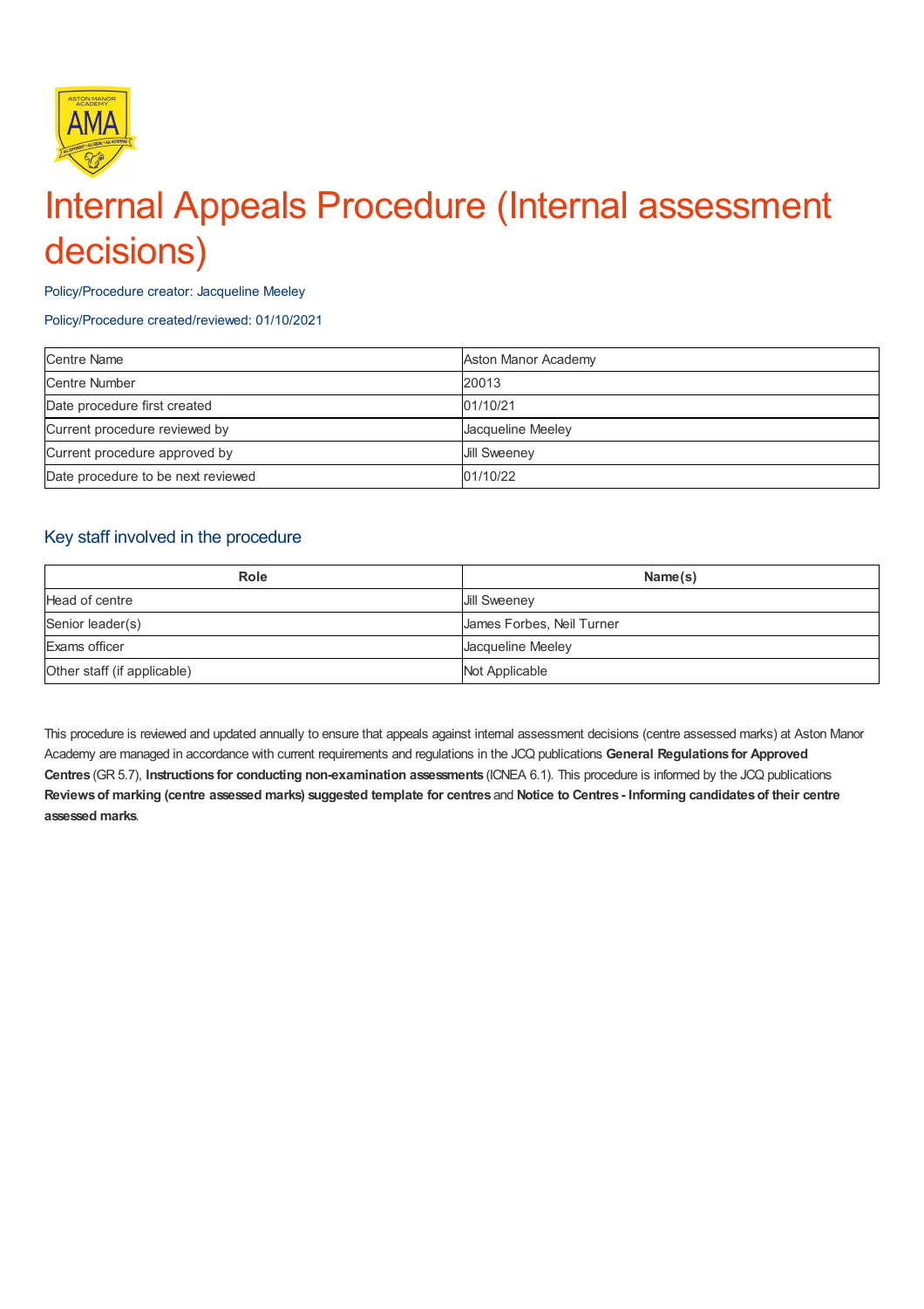# Internal Appeals Procedure (Internal assessment decisions)

Policy/Procedure creator: Jacqueline Meeley

Policy/Procedure created/reviewed: 01/10/2021

| Centre Name | Aston Manor Academy |
|---|---|
| Centre Number | 20013 |
| Date procedure first created | 01/10/21 |
| Current procedure reviewed by | Jacqueline Meeley |
| Current procedure approved by | Jill Sweeney |
| Date procedure to be next reviewed | 01/10/22 |

## Key staff involved in the procedure

| Role | Name(s) |
|---|---|
| Head of centre | Jill Sweeney |
| Senior leader(s) | James Forbes, Neil Turner |
| Exams officer | Jacqueline Meeley |
| Other staff (if applicable) | Not Applicable |

This procedure is reviewed and updated annually to ensure that appeals against internal assessment decisions (centre assessed marks) at Aston Manor Academy are managed in accordance with current requirements and regulations in the JCQ publications **General Regulations for Approved Centres** (GR 5.7), **Instructions for conducting non-examination assessments** (ICNEA 6.1). This procedure is informed by the JCQ publications **Reviews of marking (centre assessed marks) suggested template for centres** and **Notice to Centres - Informing candidates of their centre assessed marks**.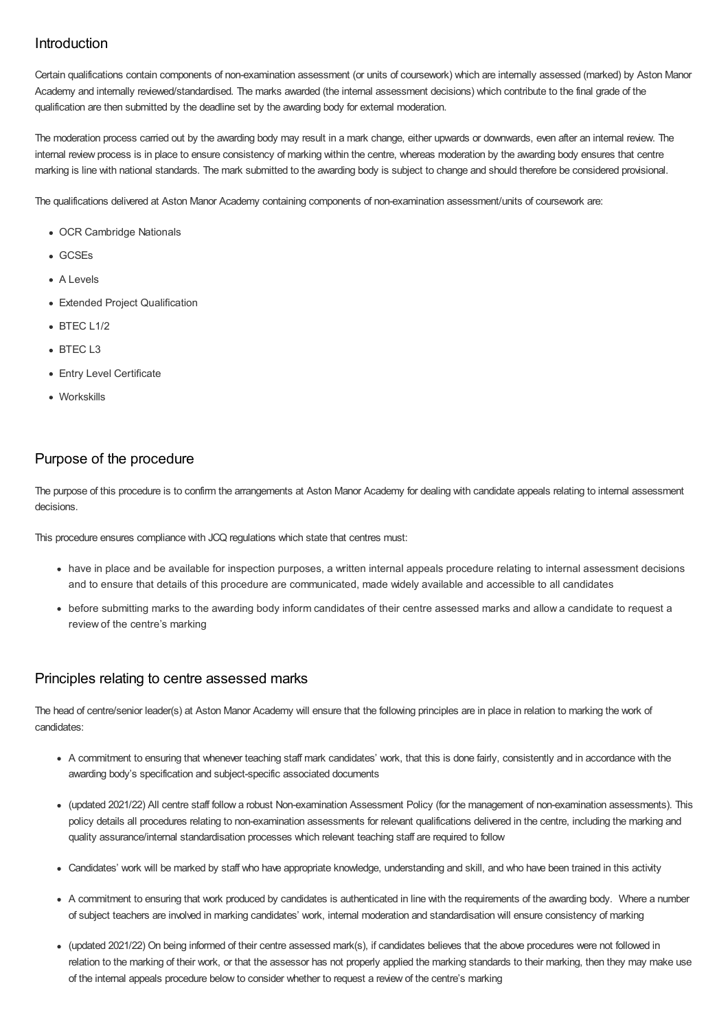## Introduction

Certain qualifications contain components of non-examination assessment (or units of coursework) which are internally assessed (marked) by Aston Manor Academy and internally reviewed/standardised. The marks awarded (the internal assessment decisions) which contribute to the final grade of the qualification are then submitted by the deadline set by the awarding body for external moderation.

The moderation process carried out by the awarding body may result in a mark change, either upwards or downwards, even after an internal review. The internal review process is in place to ensure consistency of marking within the centre, whereas moderation by the awarding body ensures that centre marking is line with national standards. The mark submitted to the awarding body is subject to change and should therefore be considered provisional.

The qualifications delivered at Aston Manor Academy containing components of non-examination assessment/units of coursework are:

- OCR Cambridge Nationals
- GCSEs
- A Levels
- Extended Project Qualification
- BTEC L1/2
- BTEC L3
- Entry Level Certificate
- Workskills

## Purpose of the procedure

The purpose of this procedure is to confirm the arrangements at Aston Manor Academy for dealing with candidate appeals relating to internal assessment decisions.

This procedure ensures compliance with JCQ regulations which state that centres must:

- have in place and be available for inspection purposes, a written internal appeals procedure relating to internal assessment decisions and to ensure that details of this procedure are communicated, made widely available and accessible to all candidates
- before submitting marks to the awarding body inform candidates of their centre assessed marks and allow a candidate to request a review of the centre's marking

## Principles relating to centre assessed marks

The head of centre/senior leader(s) at Aston Manor Academy will ensure that the following principles are in place in relation to marking the work of candidates:

- A commitment to ensuring that whenever teaching staff mark candidates' work, that this is done fairly, consistently and in accordance with the awarding body's specification and subject-specific associated documents
- (updated 2021/22) All centre staff follow a robust Non-examination Assessment Policy (for the management of non-examination assessments). This policy details all procedures relating to non-examination assessments for relevant qualifications delivered in the centre, including the marking and quality assurance/internal standardisation processes which relevant teaching staff are required to follow
- Candidates' work will be marked by staff who have appropriate knowledge, understanding and skill, and who have been trained in this activity
- A commitment to ensuring that work produced by candidates is authenticated in line with the requirements of the awarding body. Where a number of subject teachers are involved in marking candidates' work, internal moderation and standardisation will ensure consistency of marking
- (updated 2021/22) On being informed of their centre assessed mark(s), if candidates believes that the above procedures were not followed in relation to the marking of their work, or that the assessor has not properly applied the marking standards to their marking, then they may make use of the internal appeals procedure below to consider whether to request a review of the centre's marking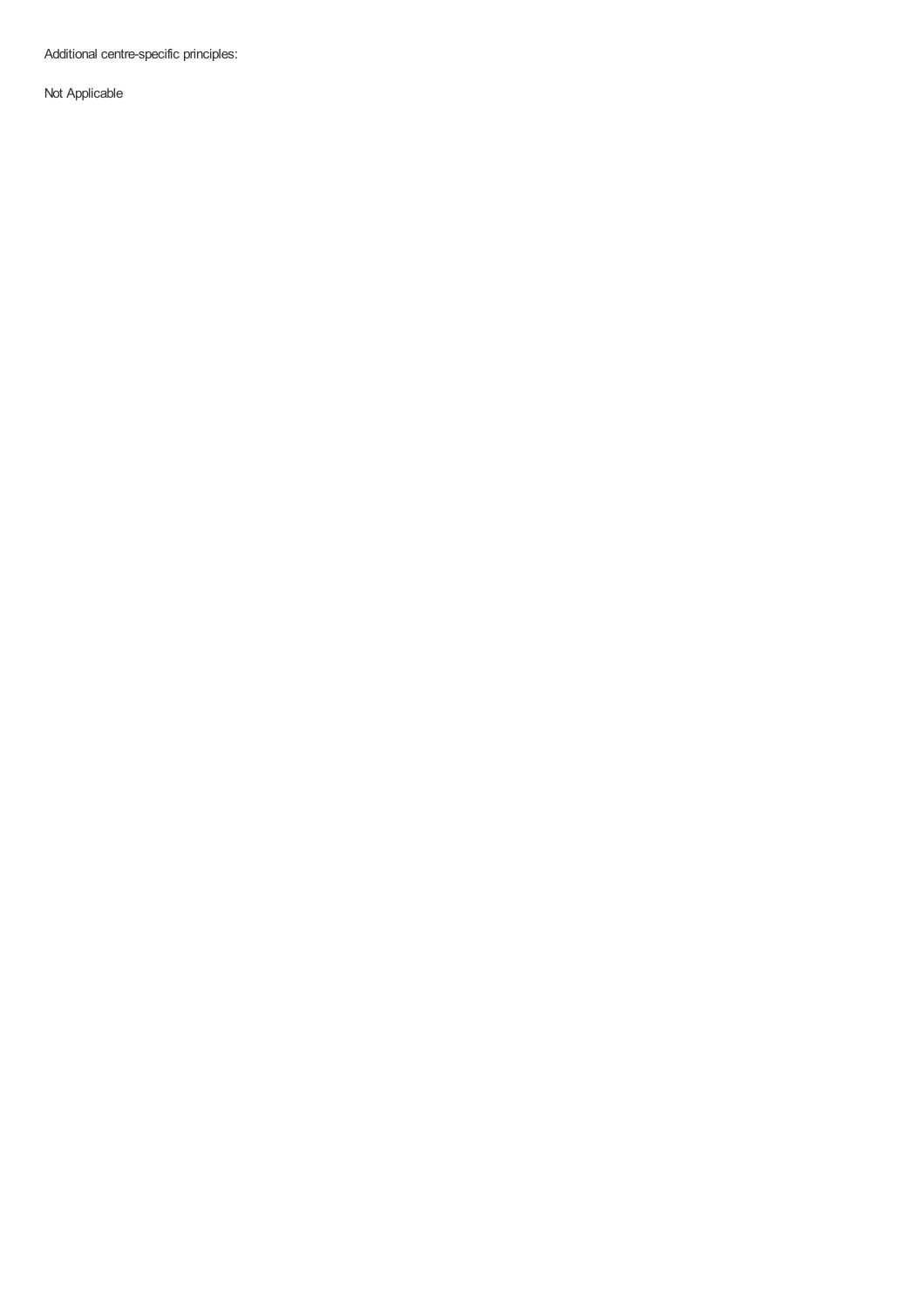Additional centre-specific principles:

Not Applicable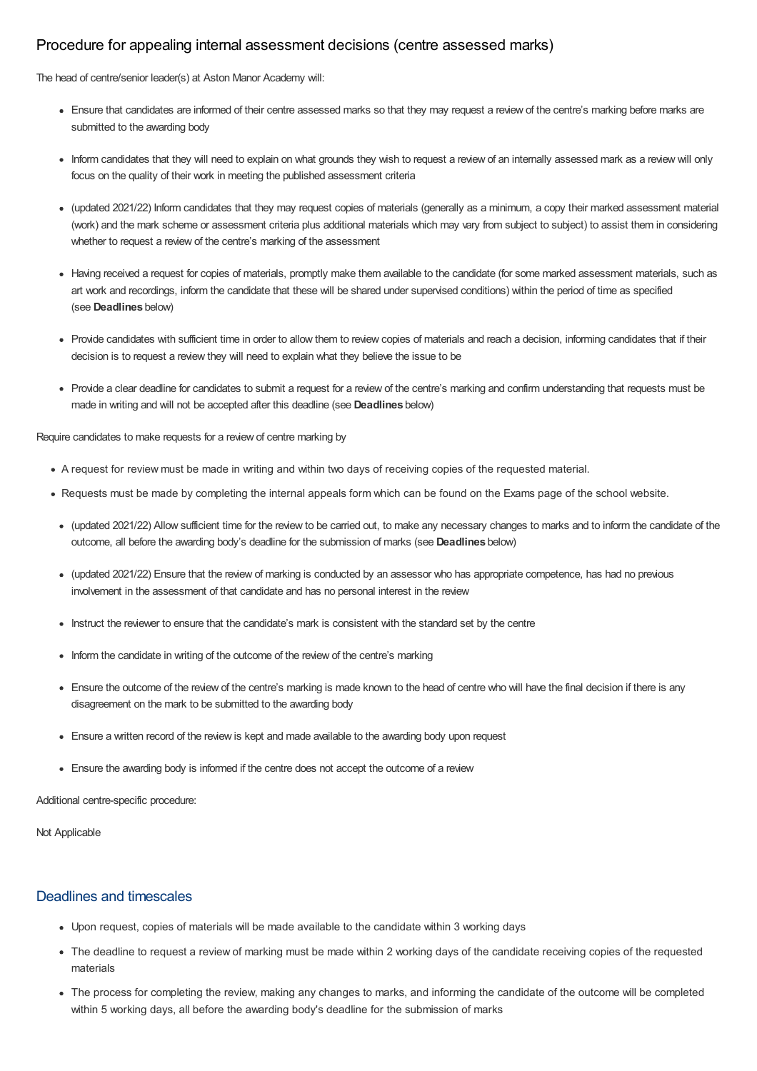## Procedure for appealing internal assessment decisions (centre assessed marks)

The head of centre/senior leader(s) at Aston Manor Academy will:

- Ensure that candidates are informed of their centre assessed marks so that they may request a review of the centre's marking before marks are submitted to the awarding body
- Inform candidates that they will need to explain on what grounds they wish to request a review of an internally assessed mark as a review will only focus on the quality of their work in meeting the published assessment criteria
- (updated 2021/22) Inform candidates that they may request copies of materials (generally as a minimum, a copy their marked assessment material (work) and the mark scheme or assessment criteria plus additional materials which may vary from subject to subject) to assist them in considering whether to request a review of the centre's marking of the assessment
- Having received a request for copies of materials, promptly make them available to the candidate (for some marked assessment materials, such as art work and recordings, inform the candidate that these will be shared under supervised conditions) within the period of time as specified (see **Deadlines** below)
- Provide candidates with sufficient time in order to allow them to review copies of materials and reach a decision, informing candidates that if their decision is to request a review they will need to explain what they believe the issue to be
- Provide a clear deadline for candidates to submit a request for a review of the centre's marking and confirm understanding that requests must be made in writing and will not be accepted after this deadline (see **Deadlines** below)

Require candidates to make requests for a review of centre marking by

- A request for review must be made in writing and within two days of receiving copies of the requested material.
- Requests must be made by completing the internal appeals form which can be found on the Exams page of the school website.

- (updated 2021/22) Allow sufficient time for the review to be carried out, to make any necessary changes to marks and to inform the candidate of the outcome, all before the awarding body's deadline for the submission of marks (see **Deadlines** below)
- (updated 2021/22) Ensure that the review of marking is conducted by an assessor who has appropriate competence, has had no previous involvement in the assessment of that candidate and has no personal interest in the review
- Instruct the reviewer to ensure that the candidate's mark is consistent with the standard set by the centre
- Inform the candidate in writing of the outcome of the review of the centre's marking
- Ensure the outcome of the review of the centre's marking is made known to the head of centre who will have the final decision if there is any disagreement on the mark to be submitted to the awarding body
- Ensure a written record of the review is kept and made available to the awarding body upon request
- Ensure the awarding body is informed if the centre does not accept the outcome of a review

Additional centre-specific procedure:

Not Applicable

## Deadlines and timescales

- Upon request, copies of materials will be made available to the candidate within 3 working days
- The deadline to request a review of marking must be made within 2 working days of the candidate receiving copies of the requested materials
- The process for completing the review, making any changes to marks, and informing the candidate of the outcome will be completed within 5 working days, all before the awarding body's deadline for the submission of marks